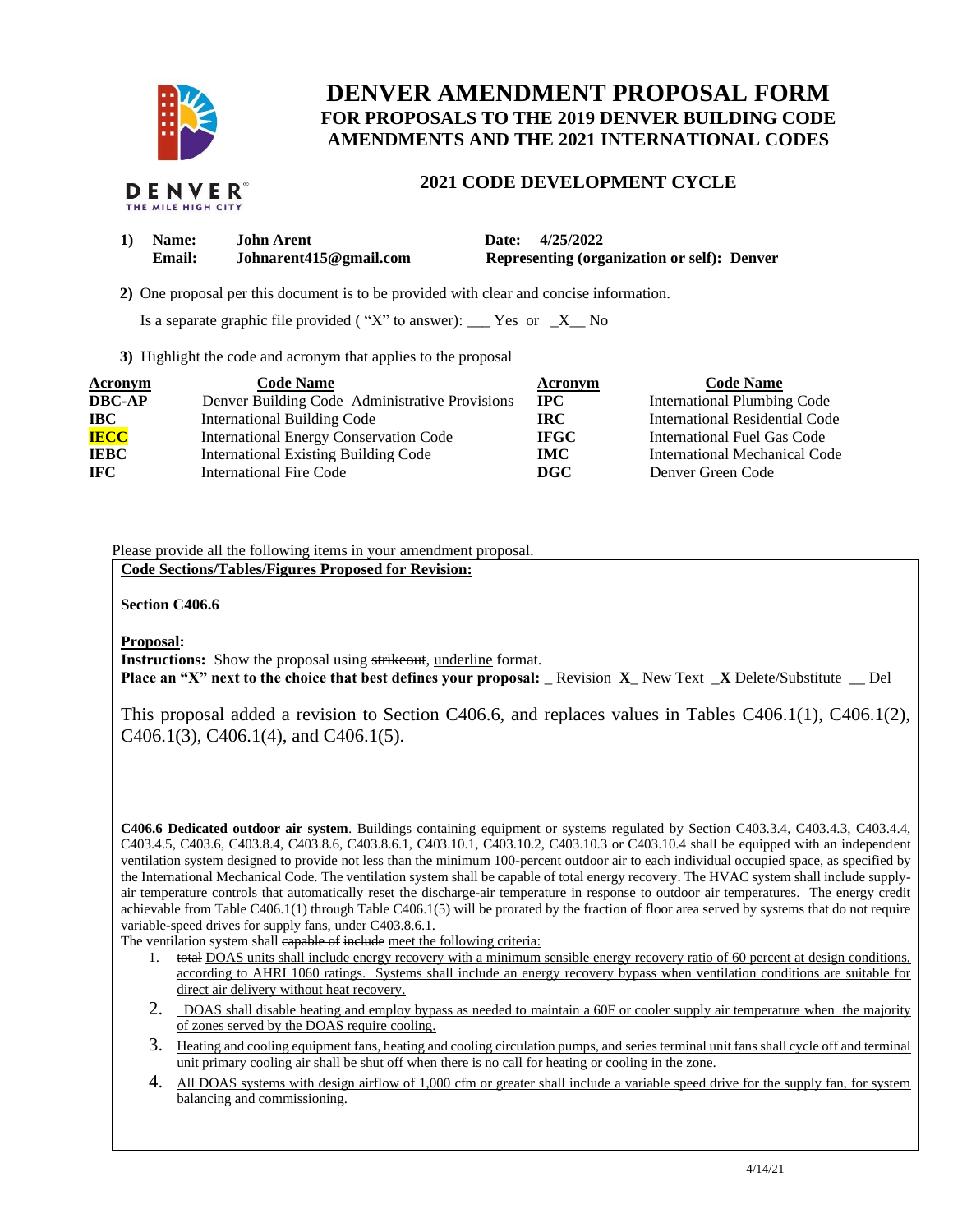# DENVER AMENDMENT PROPOSAL FORM

## FOR PROPOSALS TO THE 2019 DENVER BUILDING CODE AMENDMENTS AND THE 2021 INTERNATIONAL CODES

### 2021 CODE DEVELOPMENT CYCLE

DENVER THE MILE HIGH CITY

**1) Name:** **John Arent** **Date: 4/25/2022**
**Email:** **Johnarent415@gmail.com** **Representing (organization or self): Denver**

**2)** One proposal per this document is to be provided with clear and concise information.

Is a separate graphic file provided ( "X" to answer): ___ Yes or _X__ No

**3)** Highlight the code and acronym that applies to the proposal

| Acronym | Code Name | Acronym | Code Name |
|---|---|---|---|
| **DBC-AP** | Denver Building Code–Administrative Provisions | **IPC** | International Plumbing Code |
| **IBC** | International Building Code | **IRC** | International Residential Code |
| **IECC** | International Energy Conservation Code | **IFGC** | International Fuel Gas Code |
| **IEBC** | International Existing Building Code | **IMC** | International Mechanical Code |
| **IFC** | International Fire Code | **DGC** | Denver Green Code |

Please provide all the following items in your amendment proposal.

**Code Sections/Tables/Figures Proposed for Revision:**

**Section C406.6**

**Proposal:**

**Instructions:** Show the proposal using ~~strikeout~~, underline format.

**Place an "X" next to the choice that best defines your proposal:** _ Revision **X**_ New Text _**X** Delete/Substitute __ Del

This proposal added a revision to Section C406.6, and replaces values in Tables C406.1(1), C406.1(2), C406.1(3), C406.1(4), and C406.1(5).

**C406.6 Dedicated outdoor air system**. Buildings containing equipment or systems regulated by Section C403.3.4, C403.4.3, C403.4.4, C403.4.5, C403.6, C403.8.4, C403.8.6, C403.8.6.1, C403.10.1, C403.10.2, C403.10.3 or C403.10.4 shall be equipped with an independent ventilation system designed to provide not less than the minimum 100-percent outdoor air to each individual occupied space, as specified by the International Mechanical Code. The ventilation system shall be capable of total energy recovery. The HVAC system shall include supply-air temperature controls that automatically reset the discharge-air temperature in response to outdoor air temperatures. The energy credit achievable from Table C406.1(1) through Table C406.1(5) will be prorated by the fraction of floor area served by systems that do not require variable-speed drives for supply fans, under C403.8.6.1.

The ventilation system shall ~~capable of~~ ~~include~~ meet the following criteria:

1. ~~total~~ DOAS units shall include energy recovery with a minimum sensible energy recovery ratio of 60 percent at design conditions, according to AHRI 1060 ratings. Systems shall include an energy recovery bypass when ventilation conditions are suitable for direct air delivery without heat recovery.
2. DOAS shall disable heating and employ bypass as needed to maintain a 60F or cooler supply air temperature when the majority of zones served by the DOAS require cooling.
3. Heating and cooling equipment fans, heating and cooling circulation pumps, and series terminal unit fans shall cycle off and terminal unit primary cooling air shall be shut off when there is no call for heating or cooling in the zone.
4. All DOAS systems with design airflow of 1,000 cfm or greater shall include a variable speed drive for the supply fan, for system balancing and commissioning.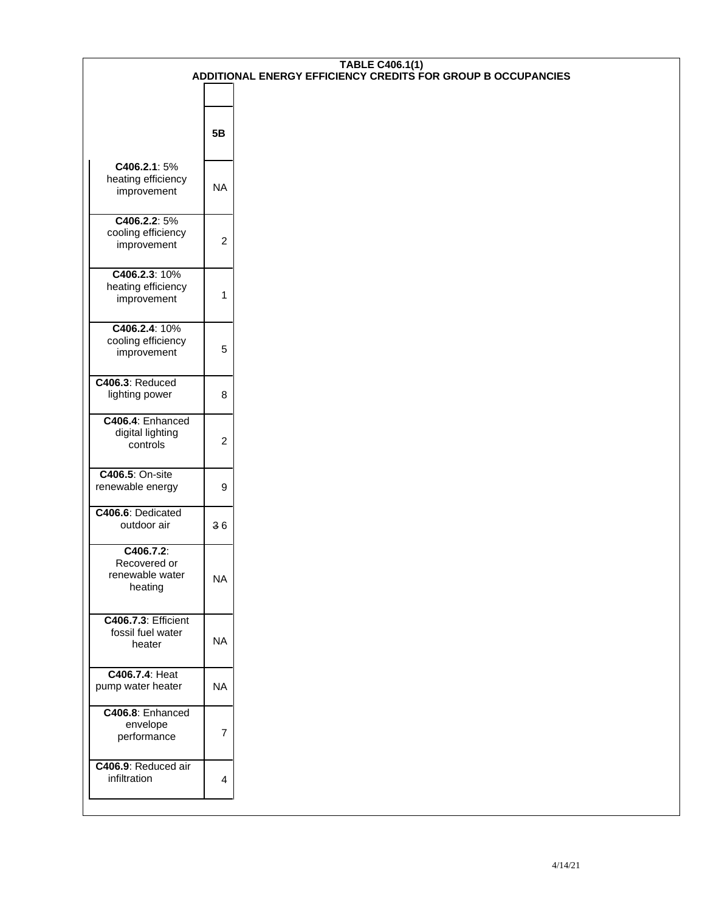**TABLE C406.1(1)**
**ADDITIONAL ENERGY EFFICIENCY CREDITS FOR GROUP B OCCUPANCIES**

| | |
|---|---|
| | **5B** |
| **C406.2.1**: 5% heating efficiency improvement | NA |
| **C406.2.2**: 5% cooling efficiency improvement | 2 |
| **C406.2.3**: 10% heating efficiency improvement | 1 |
| **C406.2.4**: 10% cooling efficiency improvement | 5 |
| **C406.3**: Reduced lighting power | 8 |
| **C406.4**: Enhanced digital lighting controls | 2 |
| **C406.5**: On-site renewable energy | 9 |
| **C406.6**: Dedicated outdoor air | ~~3~~ 6 |
| **C406.7.2**: Recovered or renewable water heating | NA |
| **C406.7.3**: Efficient fossil fuel water heater | NA |
| **C406.7.4**: Heat pump water heater | NA |
| **C406.8**: Enhanced envelope performance | 7 |
| **C406.9**: Reduced air infiltration | 4 |

4/14/21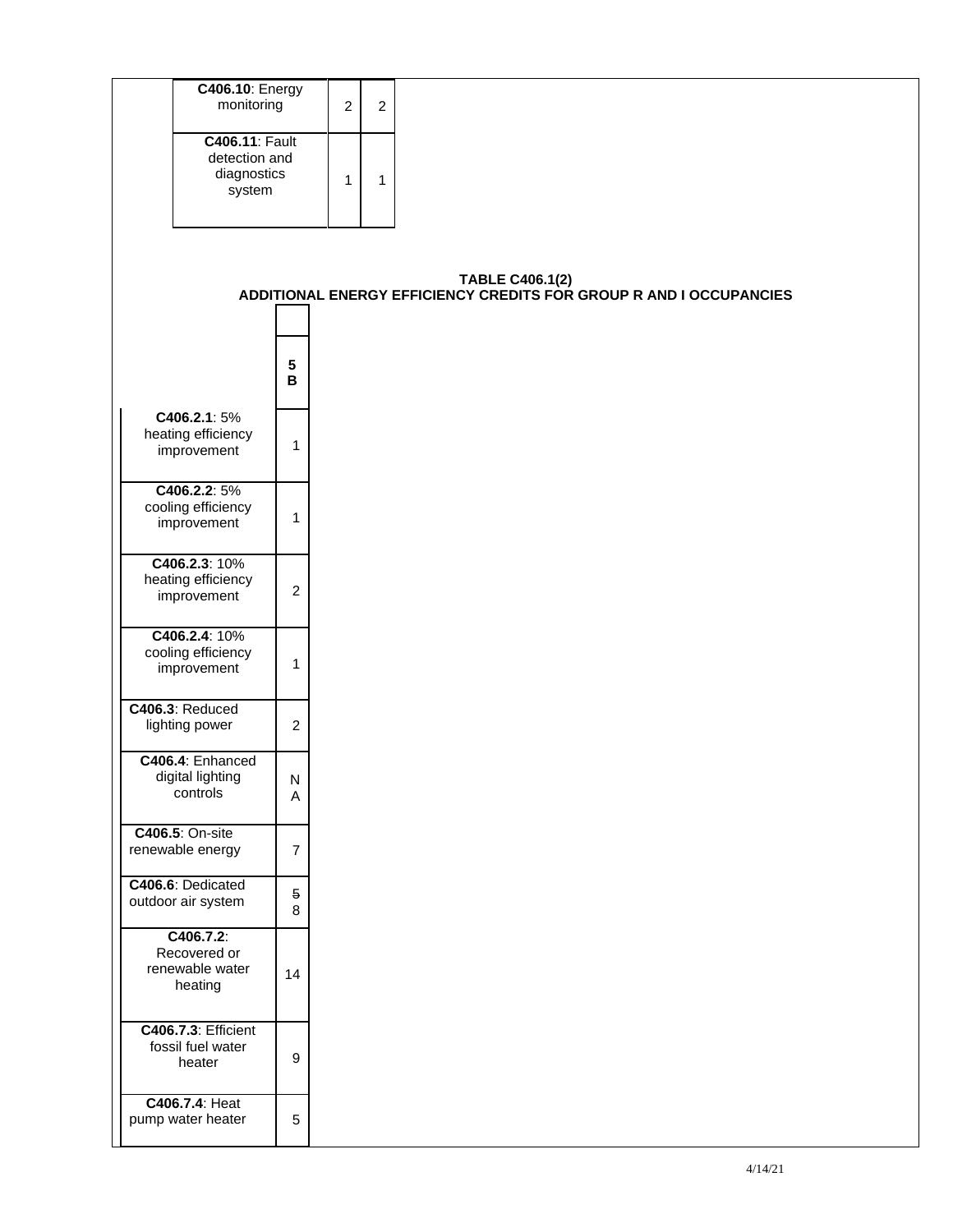| | | |
|---|---|---|
| **C406.10**: Energy monitoring | 2 | 2 |
| **C406.11**: Fault detection and diagnostics system | 1 | 1 |

**TABLE C406.1(2)**
**ADDITIONAL ENERGY EFFICIENCY CREDITS FOR GROUP R AND I OCCUPANCIES**

| | |
|---|---|
| | **5 B** |
| **C406.2.1**: 5% heating efficiency improvement | 1 |
| **C406.2.2**: 5% cooling efficiency improvement | 1 |
| **C406.2.3**: 10% heating efficiency improvement | 2 |
| **C406.2.4**: 10% cooling efficiency improvement | 1 |
| **C406.3**: Reduced lighting power | 2 |
| **C406.4**: Enhanced digital lighting controls | NA |
| **C406.5**: On-site renewable energy | 7 |
| **C406.6**: Dedicated outdoor air system | ~~5~~ 8 |
| **C406.7.2**: Recovered or renewable water heating | 14 |
| **C406.7.3**: Efficient fossil fuel water heater | 9 |
| **C406.7.4**: Heat pump water heater | 5 |

4/14/21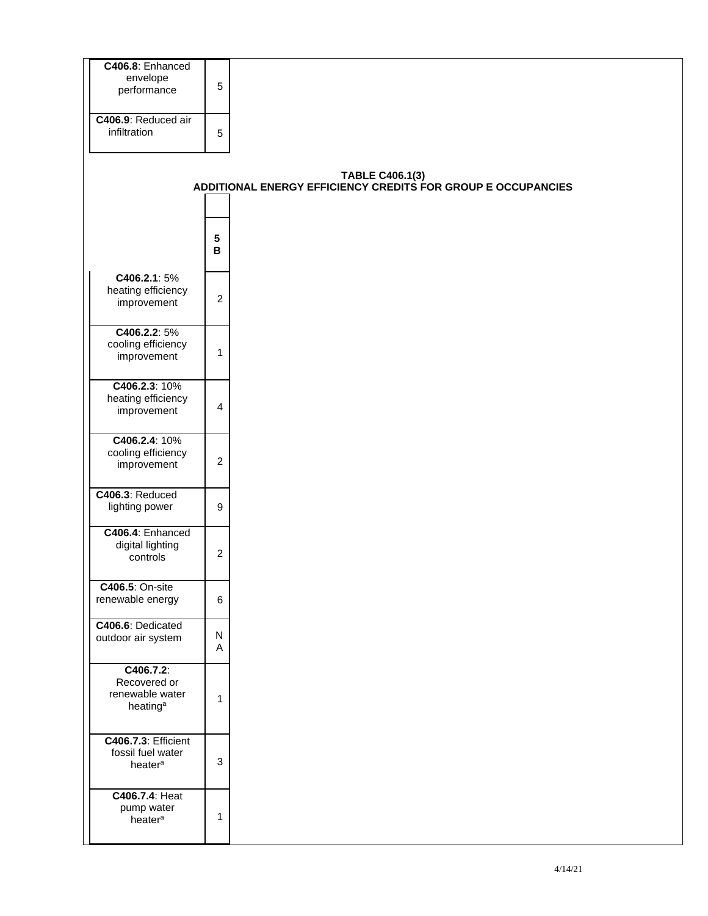| | |
|---|---|
| **C406.8**: Enhanced envelope performance | 5 |
| **C406.9**: Reduced air infiltration | 5 |

**TABLE C406.1(3)**
**ADDITIONAL ENERGY EFFICIENCY CREDITS FOR GROUP E OCCUPANCIES**

| | **5 B** |
|---|---|
| **C406.2.1**: 5% heating efficiency improvement | 2 |
| **C406.2.2**: 5% cooling efficiency improvement | 1 |
| **C406.2.3**: 10% heating efficiency improvement | 4 |
| **C406.2.4**: 10% cooling efficiency improvement | 2 |
| **C406.3**: Reduced lighting power | 9 |
| **C406.4**: Enhanced digital lighting controls | 2 |
| **C406.5**: On-site renewable energy | 6 |
| **C406.6**: Dedicated outdoor air system | NA |
| **C406.7.2**: Recovered or renewable water heating[a] | 1 |
| **C406.7.3**: Efficient fossil fuel water heater[a] | 3 |
| **C406.7.4**: Heat pump water heater[a] | 1 |

4/14/21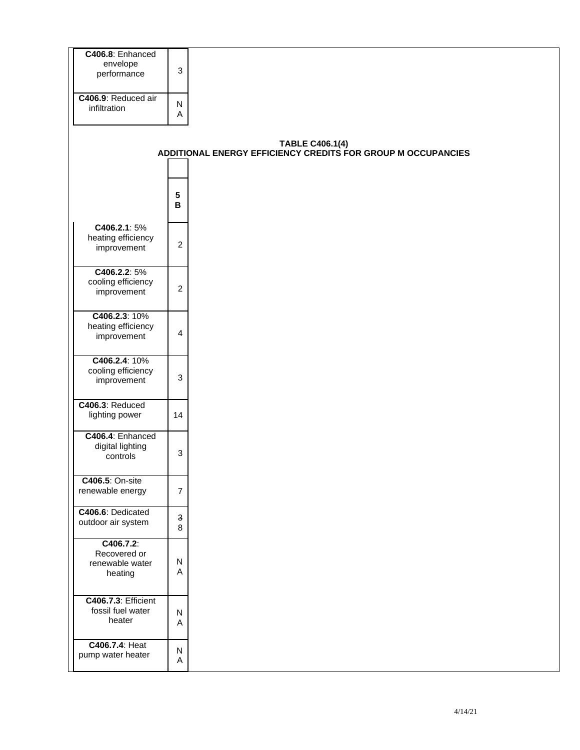| | |
|---|---|
| **C406.8**: Enhanced envelope performance | 3 |
| **C406.9**: Reduced air infiltration | NA |

**TABLE C406.1(4)**
**ADDITIONAL ENERGY EFFICIENCY CREDITS FOR GROUP M OCCUPANCIES**

| | **5B** |
|---|---|
| **C406.2.1**: 5% heating efficiency improvement | 2 |
| **C406.2.2**: 5% cooling efficiency improvement | 2 |
| **C406.2.3**: 10% heating efficiency improvement | 4 |
| **C406.2.4**: 10% cooling efficiency improvement | 3 |
| **C406.3**: Reduced lighting power | 14 |
| **C406.4**: Enhanced digital lighting controls | 3 |
| **C406.5**: On-site renewable energy | 7 |
| **C406.6**: Dedicated outdoor air system | ~~3~~ 8 |
| **C406.7.2**: Recovered or renewable water heating | NA |
| **C406.7.3**: Efficient fossil fuel water heater | NA |
| **C406.7.4**: Heat pump water heater | NA |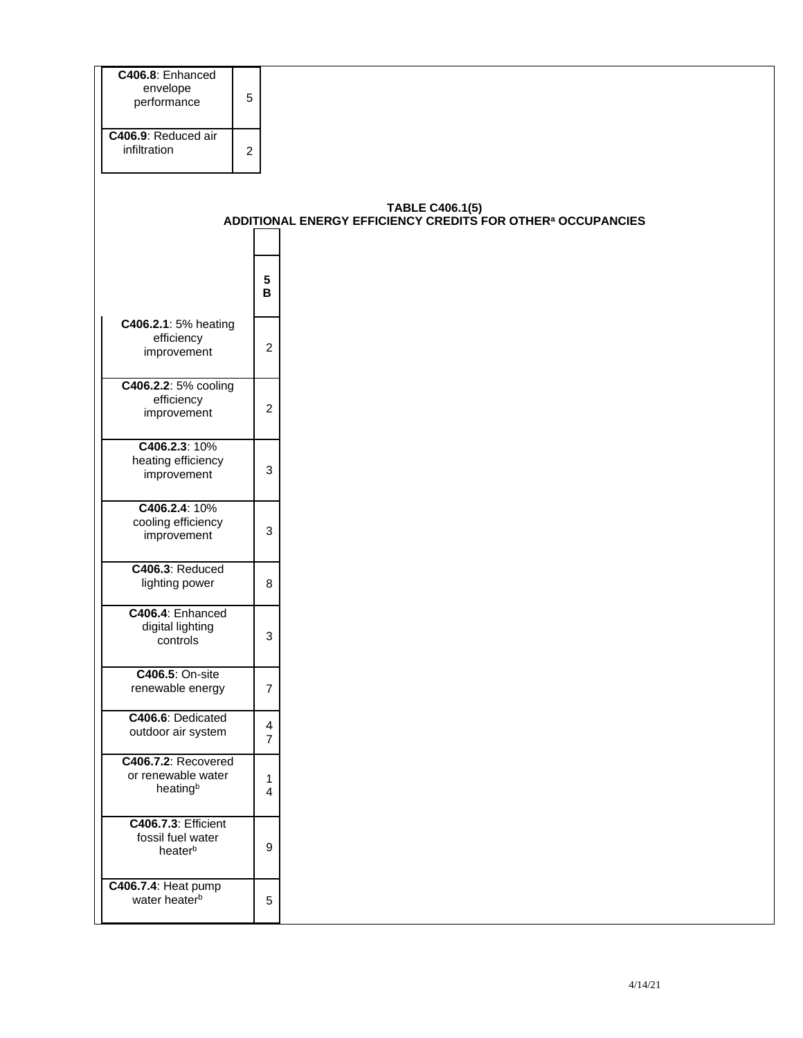| | |
|---|---|
| **C406.8**: Enhanced envelope performance | 5 |
| **C406.9**: Reduced air infiltration | 2 |

**TABLE C406.1(5)**
**ADDITIONAL ENERGY EFFICIENCY CREDITS FOR OTHER[a] OCCUPANCIES**

| | **5 B** |
|---|---|
| **C406.2.1**: 5% heating efficiency improvement | 2 |
| **C406.2.2**: 5% cooling efficiency improvement | 2 |
| **C406.2.3**: 10% heating efficiency improvement | 3 |
| **C406.2.4**: 10% cooling efficiency improvement | 3 |
| **C406.3**: Reduced lighting power | 8 |
| **C406.4**: Enhanced digital lighting controls | 3 |
| **C406.5**: On-site renewable energy | 7 |
| **C406.6**: Dedicated outdoor air system | 47 |
| **C406.7.2**: Recovered or renewable water heating[b] | 14 |
| **C406.7.3**: Efficient fossil fuel water heater[b] | 9 |
| **C406.7.4**: Heat pump water heater[b] | 5 |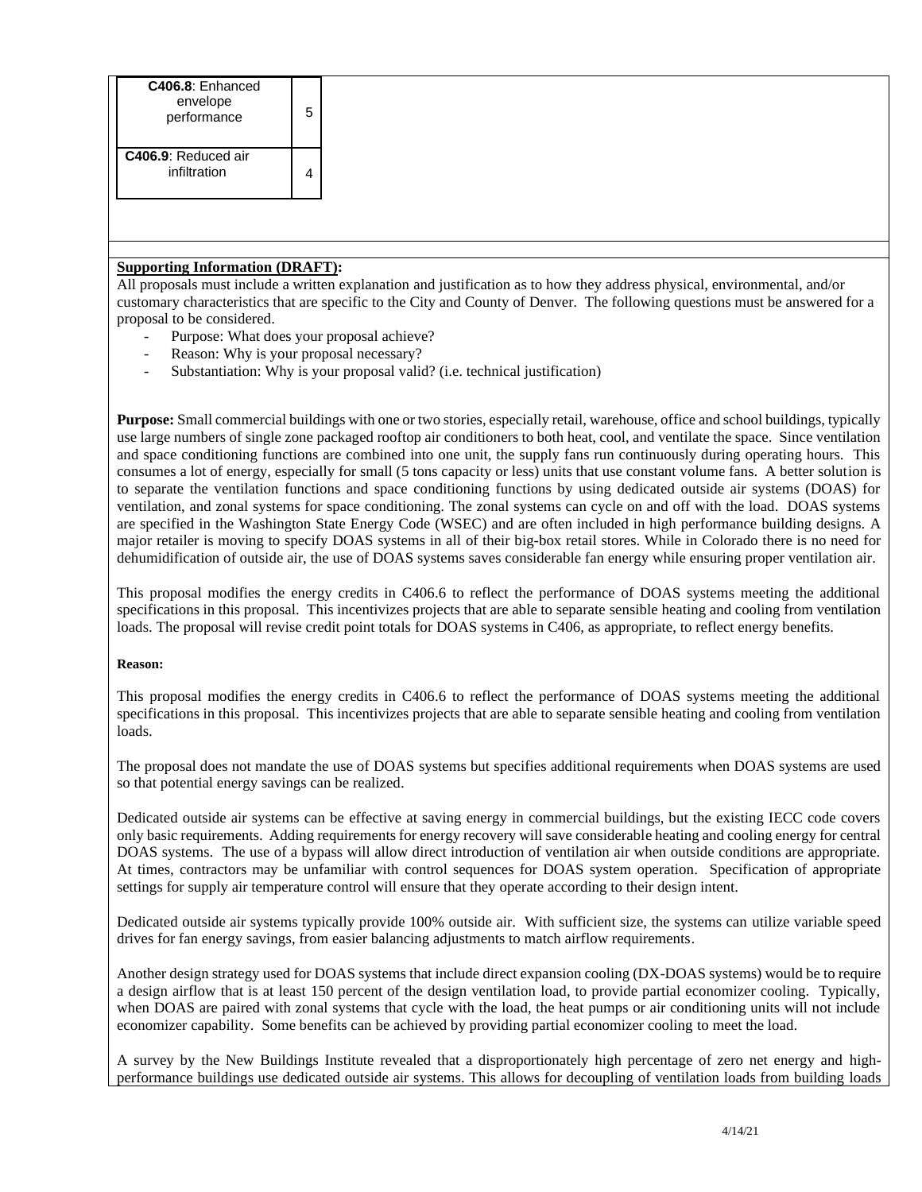| | |
|---|---|
| **C406.8**: Enhanced envelope performance | 5 |
| **C406.9**: Reduced air infiltration | 4 |

**Supporting Information (DRAFT):**

All proposals must include a written explanation and justification as to how they address physical, environmental, and/or customary characteristics that are specific to the City and County of Denver. The following questions must be answered for a proposal to be considered.

- Purpose: What does your proposal achieve?
- Reason: Why is your proposal necessary?
- Substantiation: Why is your proposal valid? (i.e. technical justification)

**Purpose:** Small commercial buildings with one or two stories, especially retail, warehouse, office and school buildings, typically use large numbers of single zone packaged rooftop air conditioners to both heat, cool, and ventilate the space. Since ventilation and space conditioning functions are combined into one unit, the supply fans run continuously during operating hours. This consumes a lot of energy, especially for small (5 tons capacity or less) units that use constant volume fans. A better solution is to separate the ventilation functions and space conditioning functions by using dedicated outside air systems (DOAS) for ventilation, and zonal systems for space conditioning. The zonal systems can cycle on and off with the load. DOAS systems are specified in the Washington State Energy Code (WSEC) and are often included in high performance building designs. A major retailer is moving to specify DOAS systems in all of their big-box retail stores. While in Colorado there is no need for dehumidification of outside air, the use of DOAS systems saves considerable fan energy while ensuring proper ventilation air.

This proposal modifies the energy credits in C406.6 to reflect the performance of DOAS systems meeting the additional specifications in this proposal. This incentivizes projects that are able to separate sensible heating and cooling from ventilation loads. The proposal will revise credit point totals for DOAS systems in C406, as appropriate, to reflect energy benefits.

**Reason:**

This proposal modifies the energy credits in C406.6 to reflect the performance of DOAS systems meeting the additional specifications in this proposal. This incentivizes projects that are able to separate sensible heating and cooling from ventilation loads.

The proposal does not mandate the use of DOAS systems but specifies additional requirements when DOAS systems are used so that potential energy savings can be realized.

Dedicated outside air systems can be effective at saving energy in commercial buildings, but the existing IECC code covers only basic requirements. Adding requirements for energy recovery will save considerable heating and cooling energy for central DOAS systems. The use of a bypass will allow direct introduction of ventilation air when outside conditions are appropriate. At times, contractors may be unfamiliar with control sequences for DOAS system operation. Specification of appropriate settings for supply air temperature control will ensure that they operate according to their design intent.

Dedicated outside air systems typically provide 100% outside air. With sufficient size, the systems can utilize variable speed drives for fan energy savings, from easier balancing adjustments to match airflow requirements.

Another design strategy used for DOAS systems that include direct expansion cooling (DX-DOAS systems) would be to require a design airflow that is at least 150 percent of the design ventilation load, to provide partial economizer cooling. Typically, when DOAS are paired with zonal systems that cycle with the load, the heat pumps or air conditioning units will not include economizer capability. Some benefits can be achieved by providing partial economizer cooling to meet the load.

A survey by the New Buildings Institute revealed that a disproportionately high percentage of zero net energy and high-performance buildings use dedicated outside air systems. This allows for decoupling of ventilation loads from building loads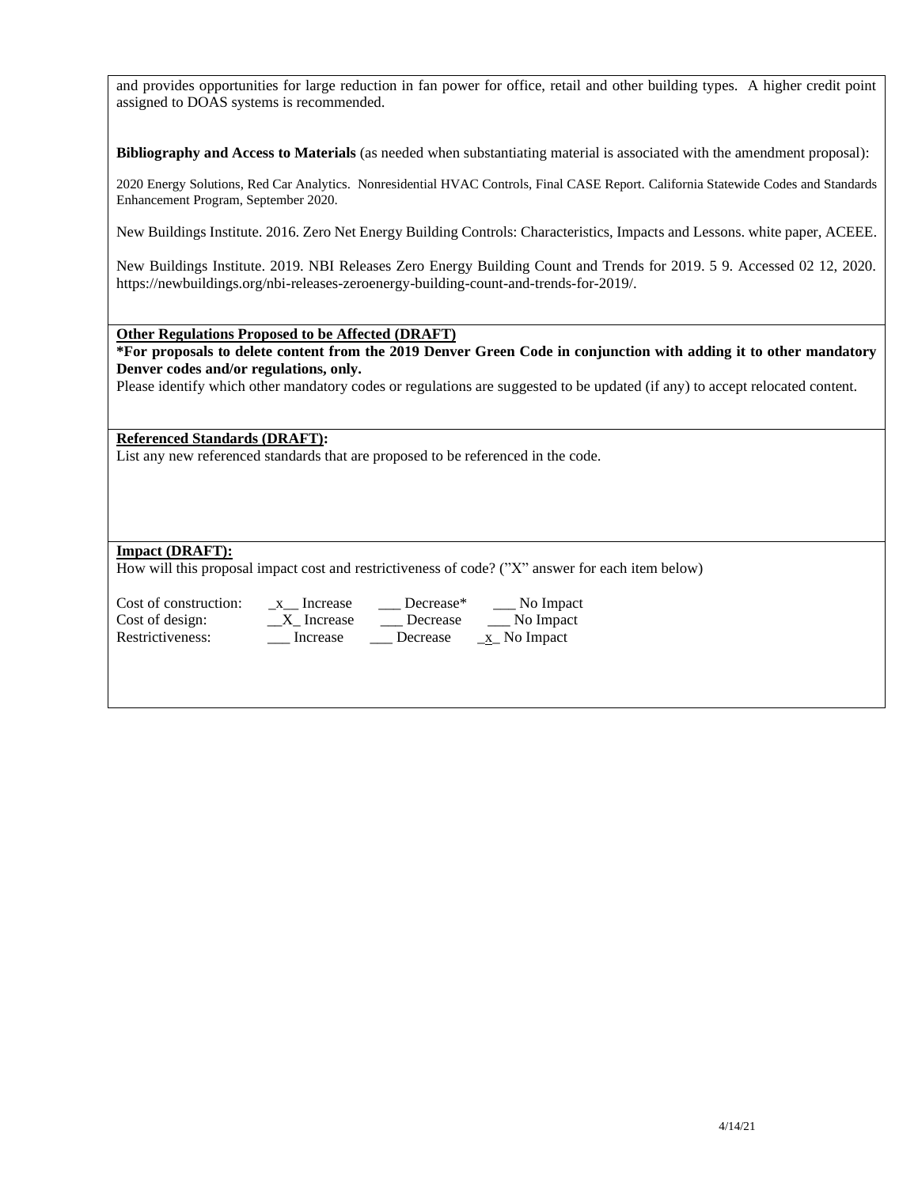and provides opportunities for large reduction in fan power for office, retail and other building types. A higher credit point assigned to DOAS systems is recommended.

**Bibliography and Access to Materials** (as needed when substantiating material is associated with the amendment proposal):

2020 Energy Solutions, Red Car Analytics. Nonresidential HVAC Controls, Final CASE Report. California Statewide Codes and Standards Enhancement Program, September 2020.

New Buildings Institute. 2016. Zero Net Energy Building Controls: Characteristics, Impacts and Lessons. white paper, ACEEE.

New Buildings Institute. 2019. NBI Releases Zero Energy Building Count and Trends for 2019. 5 9. Accessed 02 12, 2020. https://newbuildings.org/nbi-releases-zeroenergy-building-count-and-trends-for-2019/.

**Other Regulations Proposed to be Affected (DRAFT)**

**\*For proposals to delete content from the 2019 Denver Green Code in conjunction with adding it to other mandatory Denver codes and/or regulations, only.**

Please identify which other mandatory codes or regulations are suggested to be updated (if any) to accept relocated content.

**Referenced Standards (DRAFT):**

List any new referenced standards that are proposed to be referenced in the code.

**Impact (DRAFT):**

How will this proposal impact cost and restrictiveness of code? ("X" answer for each item below)

| | | | |
|---|---|---|---|
| Cost of construction: | _x__ Increase | ___ Decrease* | ___ No Impact |
| Cost of design: | __X_ Increase | ___ Decrease | ___ No Impact |
| Restrictiveness: | ___ Increase | ___ Decrease | _x_ No Impact |